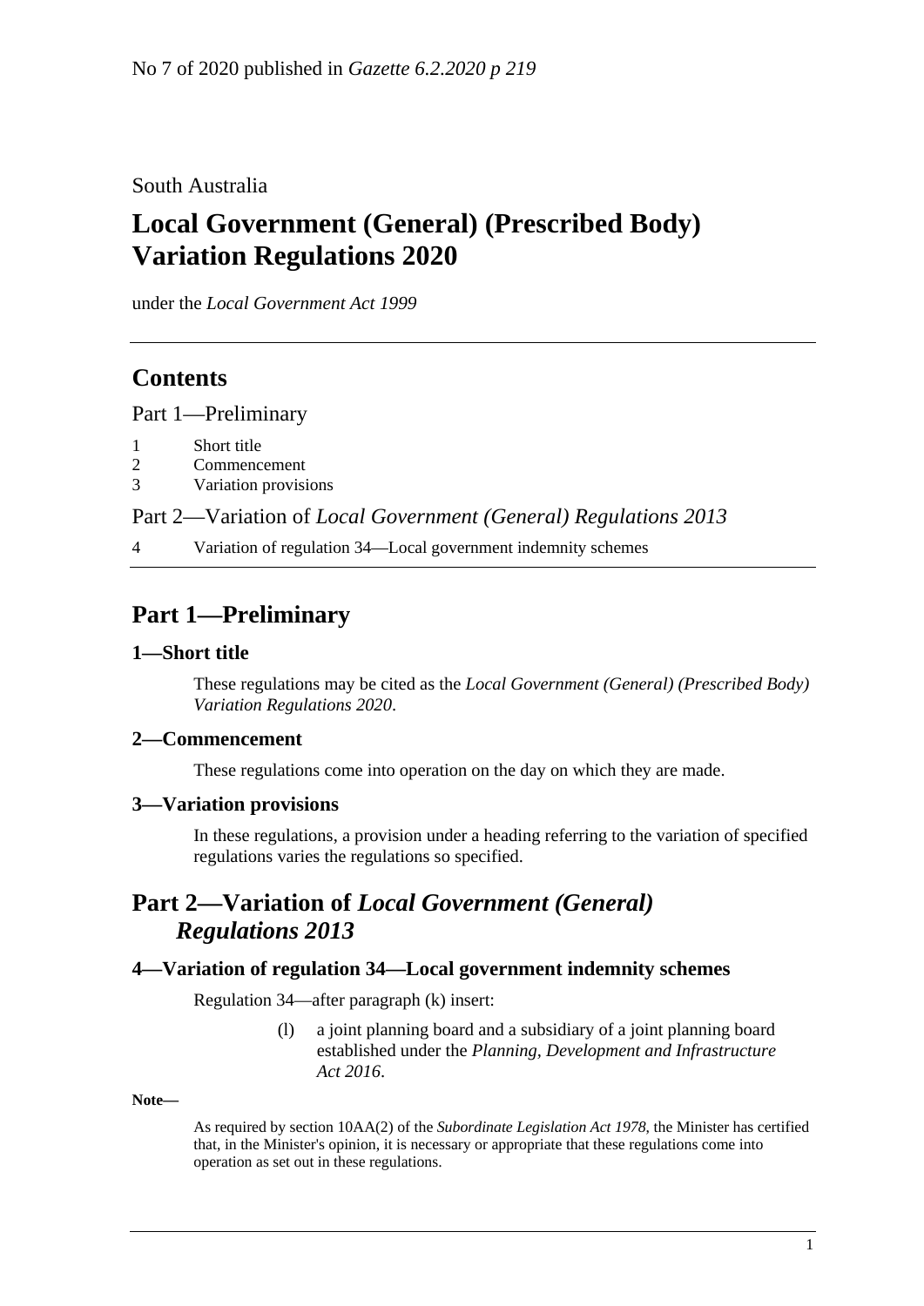No 7 of 2020 published in *Gazette 6.2.2020 p 219*

South Australia

# Local Government (General) (Prescribed Body) Variation Regulations 2020

under the *Local Government Act 1999*

## Contents

Part 1—Preliminary

1 Short title
2 Commencement
3 Variation provisions

Part 2—Variation of *Local Government (General) Regulations 2013*

4 Variation of regulation 34—Local government indemnity schemes

## Part 1—Preliminary

### 1—Short title

These regulations may be cited as the *Local Government (General) (Prescribed Body) Variation Regulations 2020*.

### 2—Commencement

These regulations come into operation on the day on which they are made.

### 3—Variation provisions

In these regulations, a provision under a heading referring to the variation of specified regulations varies the regulations so specified.

## Part 2—Variation of *Local Government (General) Regulations 2013*

### 4—Variation of regulation 34—Local government indemnity schemes

Regulation 34—after paragraph (k) insert:

(l) a joint planning board and a subsidiary of a joint planning board established under the *Planning, Development and Infrastructure Act 2016*.

**Note—**

As required by section 10AA(2) of the *Subordinate Legislation Act 1978*, the Minister has certified that, in the Minister's opinion, it is necessary or appropriate that these regulations come into operation as set out in these regulations.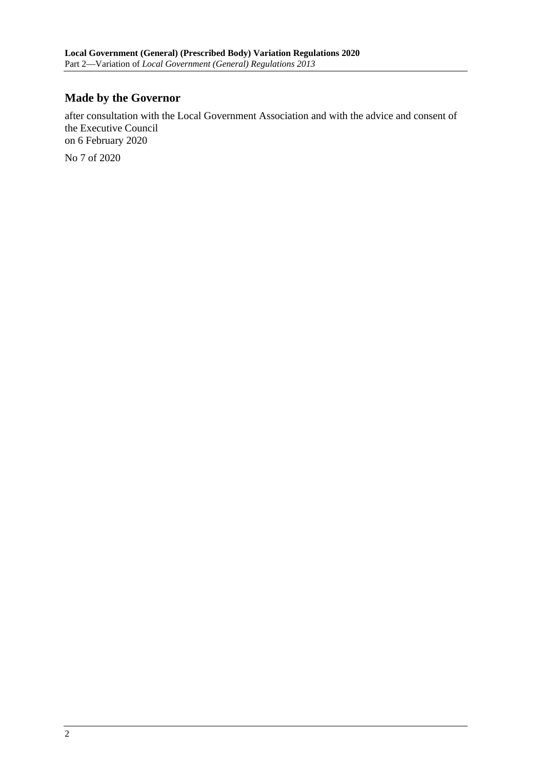## Made by the Governor

after consultation with the Local Government Association and with the advice and consent of the Executive Council
on 6 February 2020

No 7 of 2020